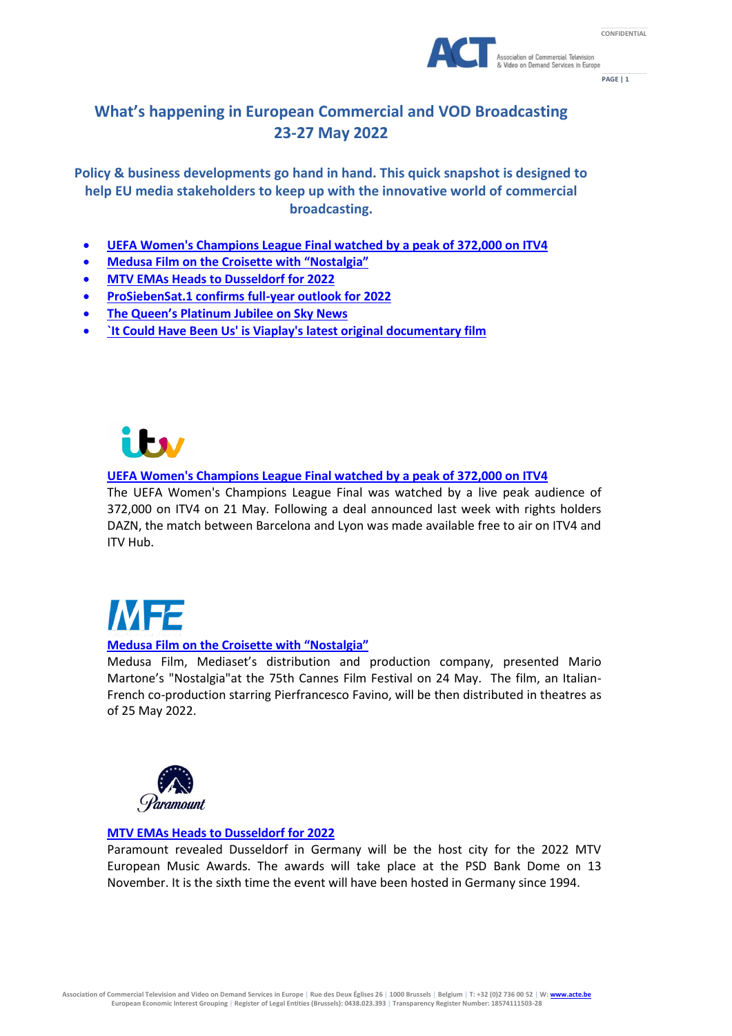# What's happening in European Commercial and VOD Broadcasting
# 23-27 May 2022

**Policy & business developments go hand in hand. This quick snapshot is designed to help EU media stakeholders to keep up with the innovative world of commercial broadcasting.**

- UEFA Women's Champions League Final watched by a peak of 372,000 on ITV4
- Medusa Film on the Croisette with "Nostalgia"
- MTV EMAs Heads to Dusseldorf for 2022
- ProSiebenSat.1 confirms full-year outlook for 2022
- The Queen's Platinum Jubilee on Sky News
- `It Could Have Been Us' is Viaplay's latest original documentary film

### UEFA Women's Champions League Final watched by a peak of 372,000 on ITV4

The UEFA Women's Champions League Final was watched by a live peak audience of 372,000 on ITV4 on 21 May. Following a deal announced last week with rights holders DAZN, the match between Barcelona and Lyon was made available free to air on ITV4 and ITV Hub.

### Medusa Film on the Croisette with "Nostalgia"

Medusa Film, Mediaset's distribution and production company, presented Mario Martone's "Nostalgia"at the 75th Cannes Film Festival on 24 May. The film, an Italian-French co-production starring Pierfrancesco Favino, will be then distributed in theatres as of 25 May 2022.

### MTV EMAs Heads to Dusseldorf for 2022

Paramount revealed Dusseldorf in Germany will be the host city for the 2022 MTV European Music Awards. The awards will take place at the PSD Bank Dome on 13 November. It is the sixth time the event will have been hosted in Germany since 1994.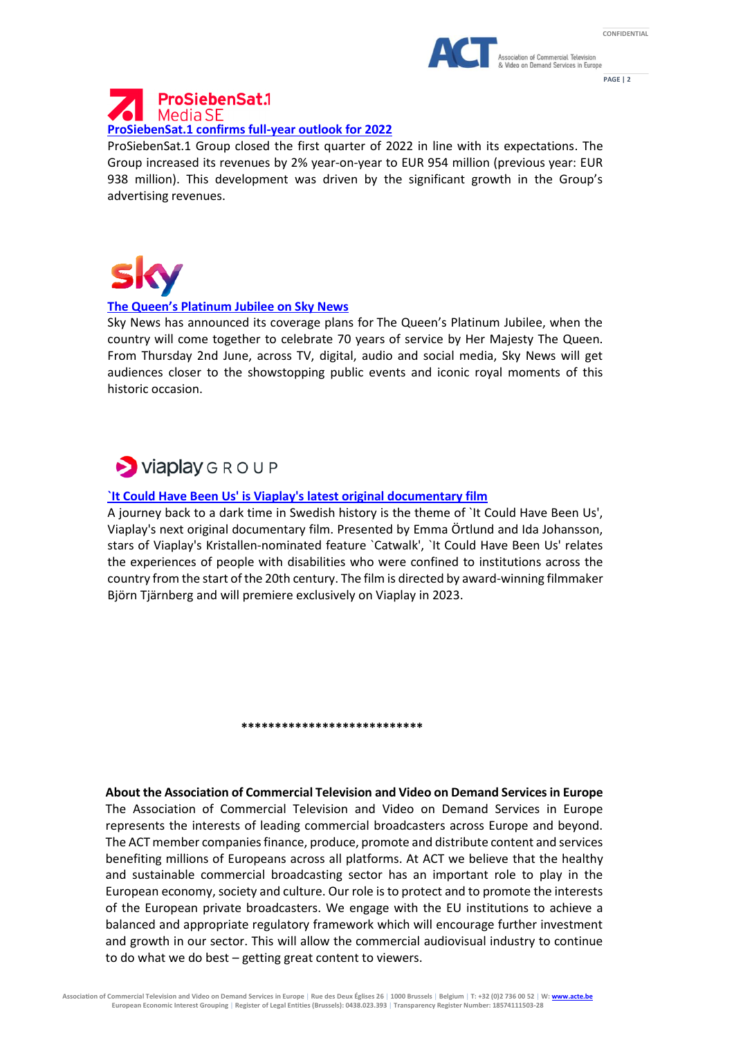## ProSiebenSat.1 confirms full-year outlook for 2022

ProSiebenSat.1 Group closed the first quarter of 2022 in line with its expectations. The Group increased its revenues by 2% year-on-year to EUR 954 million (previous year: EUR 938 million). This development was driven by the significant growth in the Group's advertising revenues.

## The Queen's Platinum Jubilee on Sky News

Sky News has announced its coverage plans for The Queen's Platinum Jubilee, when the country will come together to celebrate 70 years of service by Her Majesty The Queen. From Thursday 2nd June, across TV, digital, audio and social media, Sky News will get audiences closer to the showstopping public events and iconic royal moments of this historic occasion.

## `It Could Have Been Us' is Viaplay's latest original documentary film

A journey back to a dark time in Swedish history is the theme of `It Could Have Been Us', Viaplay's next original documentary film. Presented by Emma Örtlund and Ida Johansson, stars of Viaplay's Kristallen-nominated feature `Catwalk', `It Could Have Been Us' relates the experiences of people with disabilities who were confined to institutions across the country from the start of the 20th century. The film is directed by award-winning filmmaker Björn Tjärnberg and will premiere exclusively on Viaplay in 2023.

***************************

**About the Association of Commercial Television and Video on Demand Services in Europe**

The Association of Commercial Television and Video on Demand Services in Europe represents the interests of leading commercial broadcasters across Europe and beyond. The ACT member companies finance, produce, promote and distribute content and services benefiting millions of Europeans across all platforms. At ACT we believe that the healthy and sustainable commercial broadcasting sector has an important role to play in the European economy, society and culture. Our role is to protect and to promote the interests of the European private broadcasters. We engage with the EU institutions to achieve a balanced and appropriate regulatory framework which will encourage further investment and growth in our sector. This will allow the commercial audiovisual industry to continue to do what we do best – getting great content to viewers.